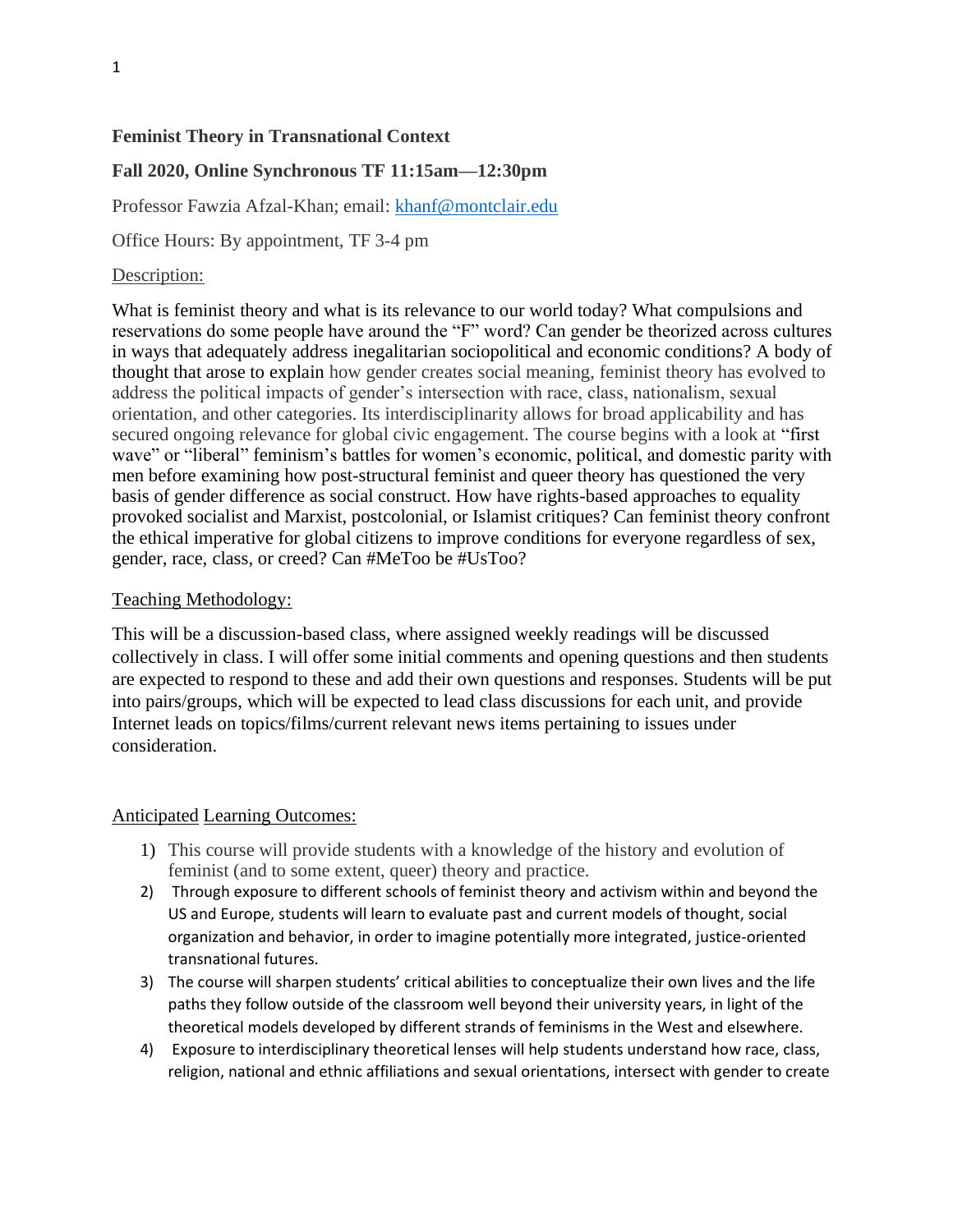**Feminist Theory in Transnational Context**

**Fall 2020, Online Synchronous TF 11:15am—12:30pm**

Professor Fawzia Afzal-Khan; email: [khanf@montclair.edu](mailto:khanf@montclair.edu)

Office Hours: By appointment, TF 3-4 pm

Description:

What is feminist theory and what is its relevance to our world today? What compulsions and reservations do some people have around the "F" word? Can gender be theorized across cultures in ways that adequately address inegalitarian sociopolitical and economic conditions? A body of thought that arose to explain how gender creates social meaning, feminist theory has evolved to address the political impacts of gender's intersection with race, class, nationalism, sexual orientation, and other categories. Its interdisciplinarity allows for broad applicability and has secured ongoing relevance for global civic engagement. The course begins with a look at "first wave" or "liberal" feminism's battles for women's economic, political, and domestic parity with men before examining how post-structural feminist and queer theory has questioned the very basis of gender difference as social construct. How have rights-based approaches to equality provoked socialist and Marxist, postcolonial, or Islamist critiques? Can feminist theory confront the ethical imperative for global citizens to improve conditions for everyone regardless of sex, gender, race, class, or creed? Can #MeToo be #UsToo?

Teaching Methodology:

This will be a discussion-based class, where assigned weekly readings will be discussed collectively in class. I will offer some initial comments and opening questions and then students are expected to respond to these and add their own questions and responses. Students will be put into pairs/groups, which will be expected to lead class discussions for each unit, and provide Internet leads on topics/films/current relevant news items pertaining to issues under consideration.

Anticipated Learning Outcomes:

1) This course will provide students with a knowledge of the history and evolution of feminist (and to some extent, queer) theory and practice.
2) Through exposure to different schools of feminist theory and activism within and beyond the US and Europe, students will learn to evaluate past and current models of thought, social organization and behavior, in order to imagine potentially more integrated, justice-oriented transnational futures.
3) The course will sharpen students' critical abilities to conceptualize their own lives and the life paths they follow outside of the classroom well beyond their university years, in light of the theoretical models developed by different strands of feminisms in the West and elsewhere.
4) Exposure to interdisciplinary theoretical lenses will help students understand how race, class, religion, national and ethnic affiliations and sexual orientations, intersect with gender to create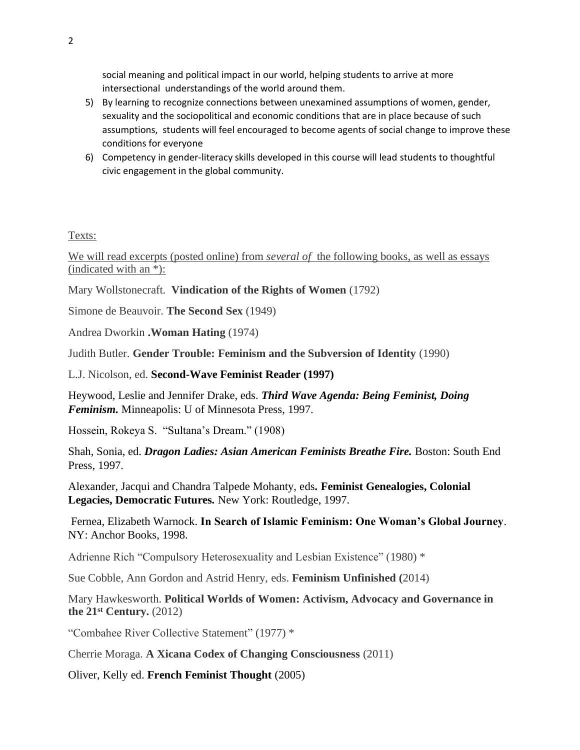social meaning and political impact in our world, helping students to arrive at more intersectional understandings of the world around them.

5) By learning to recognize connections between unexamined assumptions of women, gender, sexuality and the sociopolitical and economic conditions that are in place because of such assumptions, students will feel encouraged to become agents of social change to improve these conditions for everyone
6) Competency in gender-literacy skills developed in this course will lead students to thoughtful civic engagement in the global community.

Texts:

We will read excerpts (posted online) from *several of* the following books, as well as essays (indicated with an *):

Mary Wollstonecraft. **Vindication of the Rights of Women** (1792)

Simone de Beauvoir. **The Second Sex** (1949)

Andrea Dworkin **.Woman Hating** (1974)

Judith Butler. **Gender Trouble: Feminism and the Subversion of Identity** (1990)

L.J. Nicolson, ed. **Second-Wave Feminist Reader (1997)**

Heywood, Leslie and Jennifer Drake, eds. ***Third Wave Agenda: Being Feminist, Doing Feminism.*** Minneapolis: U of Minnesota Press, 1997.

Hossein, Rokeya S. "Sultana's Dream." (1908)

Shah, Sonia, ed. ***Dragon Ladies: Asian American Feminists Breathe Fire.*** Boston: South End Press, 1997.

Alexander, Jacqui and Chandra Talpede Mohanty, eds**. Feminist Genealogies, Colonial Legacies, Democratic Futures.** New York: Routledge, 1997.

Fernea, Elizabeth Warnock. **In Search of Islamic Feminism: One Woman's Global Journey**. NY: Anchor Books, 1998.

Adrienne Rich "Compulsory Heterosexuality and Lesbian Existence" (1980) *

Sue Cobble, Ann Gordon and Astrid Henry, eds. **Feminism Unfinished (**2014)

Mary Hawkesworth. **Political Worlds of Women: Activism, Advocacy and Governance in the 21st Century.** (2012)

"Combahee River Collective Statement" (1977) *

Cherrie Moraga. **A Xicana Codex of Changing Consciousness** (2011)

Oliver, Kelly ed. **French Feminist Thought** (2005)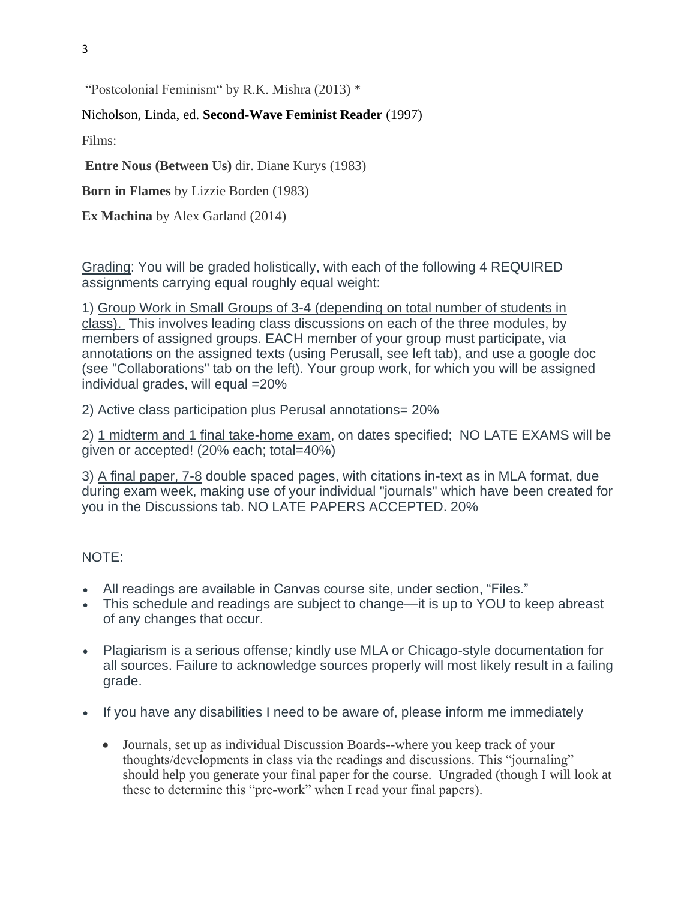"Postcolonial Feminism" by R.K. Mishra (2013) *

Nicholson, Linda, ed. **Second-Wave Feminist Reader** (1997)

Films:

**Entre Nous (Between Us)** dir. Diane Kurys (1983)

**Born in Flames** by Lizzie Borden (1983)

**Ex Machina** by Alex Garland (2014)

<u>Grading</u>: You will be graded holistically, with each of the following 4 REQUIRED assignments carrying equal roughly equal weight:

1) <u>Group Work in Small Groups of 3-4 (depending on total number of students in class).</u> This involves leading class discussions on each of the three modules, by members of assigned groups. EACH member of your group must participate, via annotations on the assigned texts (using Perusall, see left tab), and use a google doc (see "Collaborations" tab on the left). Your group work, for which you will be assigned individual grades, will equal =20%

2) Active class participation plus Perusal annotations= 20%

2) <u>1 midterm and 1 final take-home exam</u>, on dates specified; NO LATE EXAMS will be given or accepted! (20% each; total=40%)

3) <u>A final paper, 7-8</u> double spaced pages, with citations in-text as in MLA format, due during exam week, making use of your individual "journals" which have been created for you in the Discussions tab. NO LATE PAPERS ACCEPTED. 20%

NOTE:

- All readings are available in Canvas course site, under section, "Files."
- This schedule and readings are subject to change—it is up to YOU to keep abreast of any changes that occur.
- Plagiarism is a serious offense*;* kindly use MLA or Chicago-style documentation for all sources. Failure to acknowledge sources properly will most likely result in a failing grade.
- If you have any disabilities I need to be aware of, please inform me immediately
  - Journals, set up as individual Discussion Boards--where you keep track of your thoughts/developments in class via the readings and discussions. This "journaling" should help you generate your final paper for the course. Ungraded (though I will look at these to determine this "pre-work" when I read your final papers).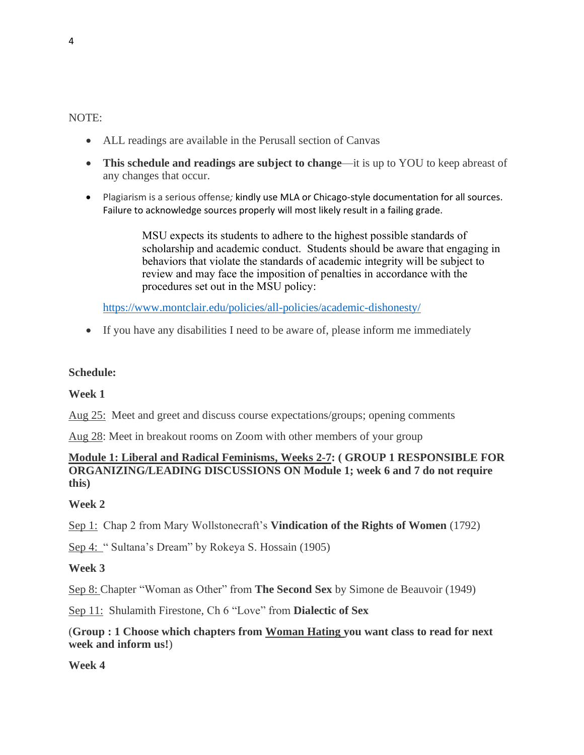NOTE:

- ALL readings are available in the Perusall section of Canvas
- **This schedule and readings are subject to change**—it is up to YOU to keep abreast of any changes that occur.
- Plagiarism is a serious offense; kindly use MLA or Chicago-style documentation for all sources. Failure to acknowledge sources properly will most likely result in a failing grade.

> MSU expects its students to adhere to the highest possible standards of scholarship and academic conduct. Students should be aware that engaging in behaviors that violate the standards of academic integrity will be subject to review and may face the imposition of penalties in accordance with the procedures set out in the MSU policy:

https://www.montclair.edu/policies/all-policies/academic-dishonesty/

- If you have any disabilities I need to be aware of, please inform me immediately

**Schedule:**

**Week 1**

Aug 25: Meet and greet and discuss course expectations/groups; opening comments

Aug 28: Meet in breakout rooms on Zoom with other members of your group

**Module 1: Liberal and Radical Feminisms, Weeks 2-7: ( GROUP 1 RESPONSIBLE FOR ORGANIZING/LEADING DISCUSSIONS ON Module 1; week 6 and 7 do not require this)**

**Week 2**

Sep 1: Chap 2 from Mary Wollstonecraft's **Vindication of the Rights of Women** (1792)

Sep 4: " Sultana's Dream" by Rokeya S. Hossain (1905)

**Week 3**

Sep 8: Chapter "Woman as Other" from **The Second Sex** by Simone de Beauvoir (1949)

Sep 11: Shulamith Firestone, Ch 6 "Love" from **Dialectic of Sex**

(**Group : 1 Choose which chapters from Woman Hating you want class to read for next week and inform us!**)

**Week 4**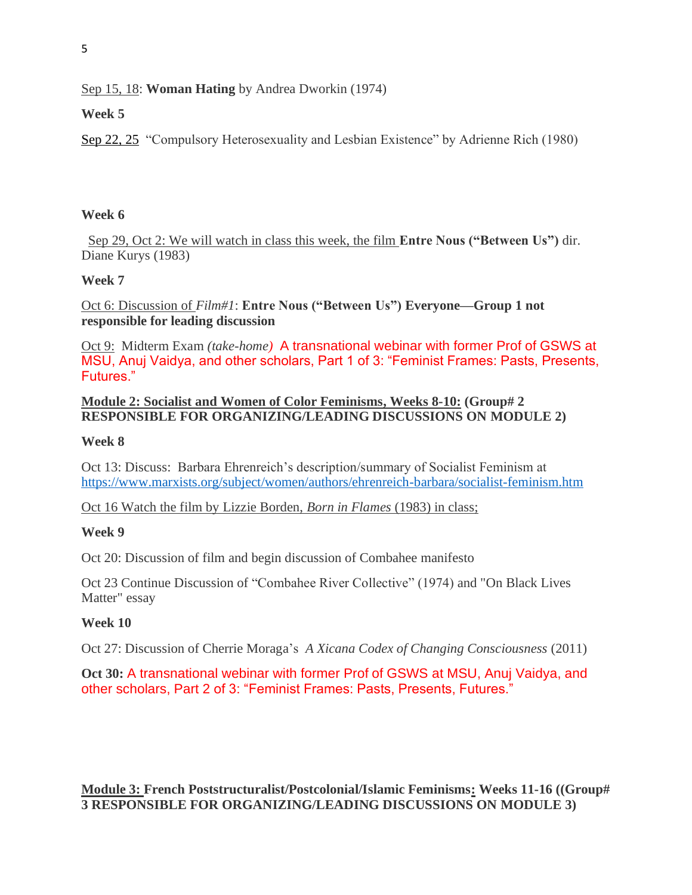Sep 15, 18: **Woman Hating** by Andrea Dworkin (1974)

**Week 5**

Sep 22, 25 "Compulsory Heterosexuality and Lesbian Existence" by Adrienne Rich (1980)

**Week 6**

Sep 29, Oct 2: We will watch in class this week, the film **Entre Nous ("Between Us")** dir. Diane Kurys (1983)

**Week 7**

Oct 6: Discussion of *Film#1*: **Entre Nous ("Between Us") Everyone—Group 1 not responsible for leading discussion**

Oct 9: Midterm Exam *(take-home)* A transnational webinar with former Prof of GSWS at MSU, Anuj Vaidya, and other scholars, Part 1 of 3: "Feminist Frames: Pasts, Presents, Futures."

**Module 2: Socialist and Women of Color Feminisms, Weeks 8-10: (Group# 2 RESPONSIBLE FOR ORGANIZING/LEADING DISCUSSIONS ON MODULE 2)**

**Week 8**

Oct 13: Discuss: Barbara Ehrenreich's description/summary of Socialist Feminism at https://www.marxists.org/subject/women/authors/ehrenreich-barbara/socialist-feminism.htm

Oct 16 Watch the film by Lizzie Borden, *Born in Flames* (1983) in class;

**Week 9**

Oct 20: Discussion of film and begin discussion of Combahee manifesto

Oct 23 Continue Discussion of "Combahee River Collective" (1974) and "On Black Lives Matter" essay

**Week 10**

Oct 27: Discussion of Cherrie Moraga's *A Xicana Codex of Changing Consciousness* (2011)

**Oct 30:** A transnational webinar with former Prof of GSWS at MSU, Anuj Vaidya, and other scholars, Part 2 of 3: "Feminist Frames: Pasts, Presents, Futures."

**Module 3: French Poststructuralist/Postcolonial/Islamic Feminisms: Weeks 11-16 ((Group# 3 RESPONSIBLE FOR ORGANIZING/LEADING DISCUSSIONS ON MODULE 3)**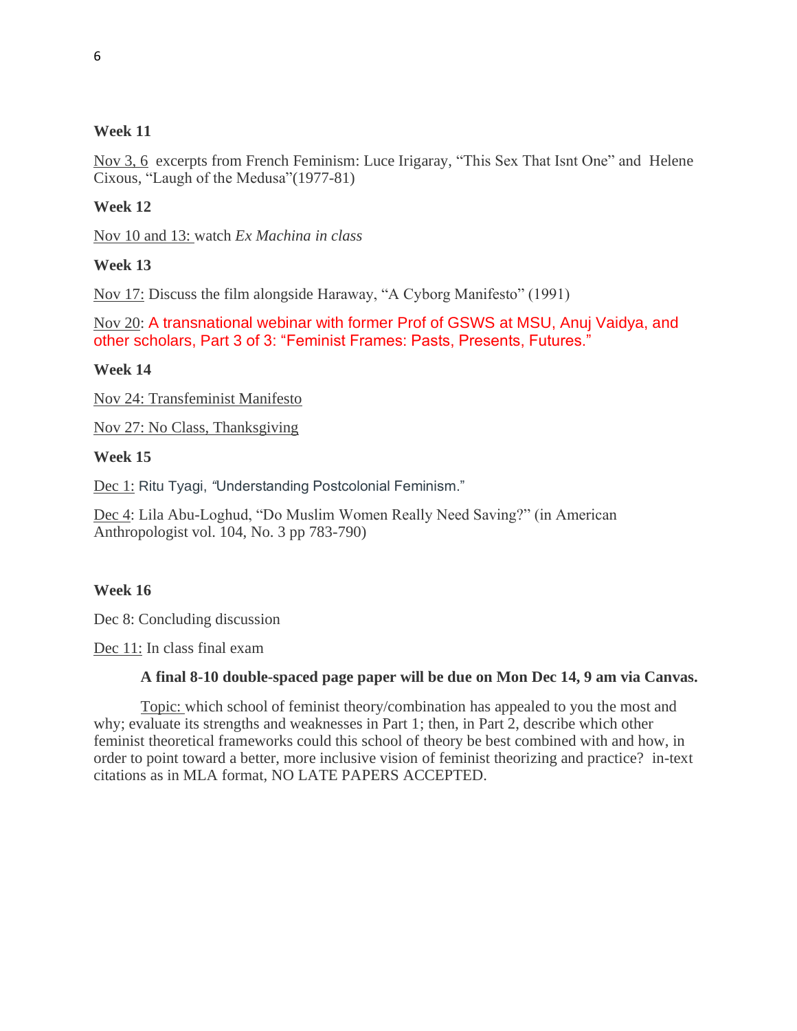**Week 11**

Nov 3, 6  excerpts from French Feminism: Luce Irigaray, "This Sex That Isnt One" and  Helene Cixous, "Laugh of the Medusa"(1977-81)

**Week 12**

Nov 10 and 13: watch *Ex Machina in class*

**Week 13**

Nov 17: Discuss the film alongside Haraway, "A Cyborg Manifesto" (1991)

Nov 20: A transnational webinar with former Prof of GSWS at MSU, Anuj Vaidya, and other scholars, Part 3 of 3: "Feminist Frames: Pasts, Presents, Futures."

**Week 14**

Nov 24: Transfeminist Manifesto

Nov 27: No Class, Thanksgiving

**Week 15**

Dec 1: Ritu Tyagi, "Understanding Postcolonial Feminism."

Dec 4: Lila Abu-Loghud, "Do Muslim Women Really Need Saving?" (in American Anthropologist vol. 104, No. 3 pp 783-790)

**Week 16**

Dec 8: Concluding discussion

Dec 11: In class final exam

**A final 8-10 double-spaced page paper will be due on Mon Dec 14, 9 am via Canvas.**

Topic: which school of feminist theory/combination has appealed to you the most and why; evaluate its strengths and weaknesses in Part 1; then, in Part 2, describe which other feminist theoretical frameworks could this school of theory be best combined with and how, in order to point toward a better, more inclusive vision of feminist theorizing and practice?  in-text citations as in MLA format, NO LATE PAPERS ACCEPTED.